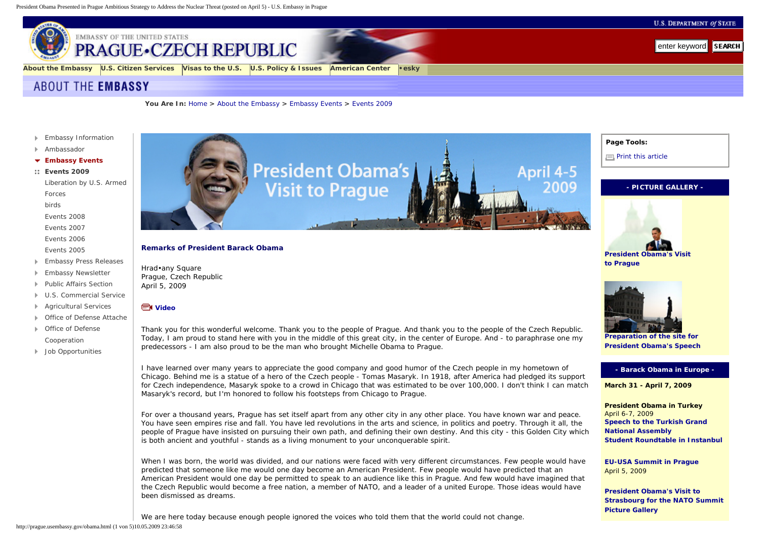U.S. Department of State

Embassy of the United States

# Prague • Czech Republic

About the Embassy | U.S. Citizen Services | Visas to the U.S. | U.S. Policy & Issues | American Center | •esky

## About the Embassy

**You Are In:** Home > About the Embassy > Embassy Events > Events 2009

- Embassy Information
- Ambassador
- **Embassy Events**
  - **Events 2009**
  - Liberation by U.S. Armed Forces
  - birds
  - Events 2008
  - Events 2007
  - Events 2006
  - Events 2005
- Embassy Press Releases
- Embassy Newsletter
- Public Affairs Section
- U.S. Commercial Service
- Agricultural Services
- Office of Defense Attache
- Office of Defense Cooperation
- Job Opportunities

President Obama's Visit to Prague

April 4-5 2009

### Remarks of President Barack Obama

Hrad•any Square
Prague, Czech Republic
April 5, 2009

**Video**

Thank you for this wonderful welcome. Thank you to the people of Prague. And thank you to the people of the Czech Republic. Today, I am proud to stand here with you in the middle of this great city, in the center of Europe. And - to paraphrase one my predecessors - I am also proud to be the man who brought Michelle Obama to Prague.

I have learned over many years to appreciate the good company and good humor of the Czech people in my hometown of Chicago. Behind me is a statue of a hero of the Czech people - Tomas Masaryk. In 1918, after America had pledged its support for Czech independence, Masaryk spoke to a crowd in Chicago that was estimated to be over 100,000. I don't think I can match Masaryk's record, but I'm honored to follow his footsteps from Chicago to Prague.

For over a thousand years, Prague has set itself apart from any other city in any other place. You have known war and peace. You have seen empires rise and fall. You have led revolutions in the arts and science, in politics and poetry. Through it all, the people of Prague have insisted on pursuing their own path, and defining their own destiny. And this city - this Golden City which is both ancient and youthful - stands as a living monument to your unconquerable spirit.

When I was born, the world was divided, and our nations were faced with very different circumstances. Few people would have predicted that someone like me would one day become an American President. Few people would have predicted that an American President would one day be permitted to speak to an audience like this in Prague. And few would have imagined that the Czech Republic would become a free nation, a member of NATO, and a leader of a united Europe. Those ideas would have been dismissed as dreams.

We are here today because enough people ignored the voices who told them that the world could not change.

**Page Tools:**

Print this article

**- PICTURE GALLERY -**

**President Obama's Visit to Prague**

**Preparation of the site for President Obama's Speech**

**- Barack Obama in Europe -**

**March 31 - April 7, 2009**

**President Obama in Turkey**
April 6-7, 2009
**Speech to the Turkish Grand National Assembly**
**Student Roundtable in Instanbul**

**EU-USA Summit in Prague**
April 5, 2009

**President Obama's Visit to Strasbourg for the NATO Summit Picture Gallery**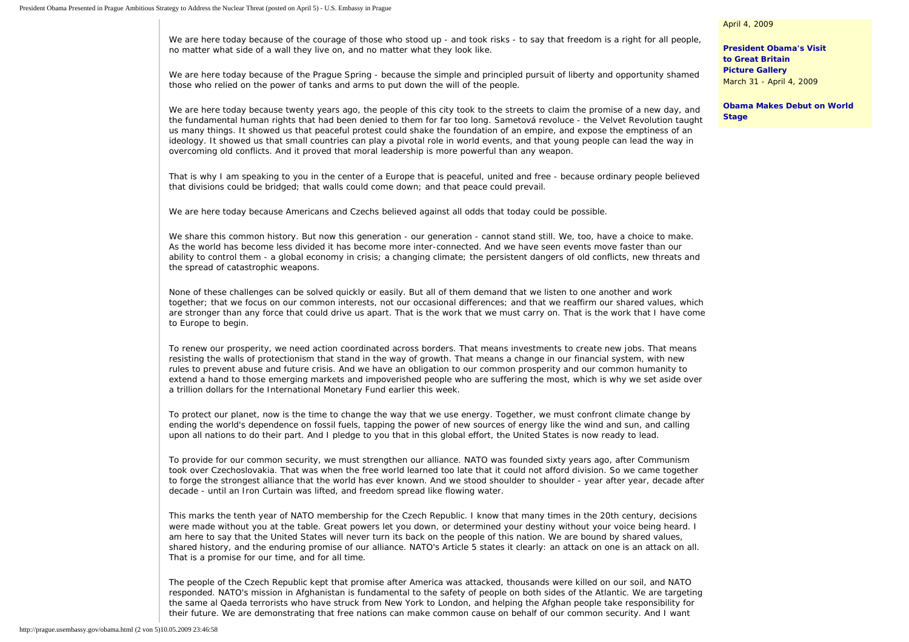We are here today because of the courage of those who stood up - and took risks - to say that freedom is a right for all people, no matter what side of a wall they live on, and no matter what they look like.

We are here today because of the Prague Spring - because the simple and principled pursuit of liberty and opportunity shamed those who relied on the power of tanks and arms to put down the will of the people.

We are here today because twenty years ago, the people of this city took to the streets to claim the promise of a new day, and the fundamental human rights that had been denied to them for far too long. Sametová revoluce - the Velvet Revolution taught us many things. It showed us that peaceful protest could shake the foundation of an empire, and expose the emptiness of an ideology. It showed us that small countries can play a pivotal role in world events, and that young people can lead the way in overcoming old conflicts. And it proved that moral leadership is more powerful than any weapon.

That is why I am speaking to you in the center of a Europe that is peaceful, united and free - because ordinary people believed that divisions could be bridged; that walls could come down; and that peace could prevail.

We are here today because Americans and Czechs believed against all odds that today could be possible.

We share this common history. But now this generation - our generation - cannot stand still. We, too, have a choice to make. As the world has become less divided it has become more inter-connected. And we have seen events move faster than our ability to control them - a global economy in crisis; a changing climate; the persistent dangers of old conflicts, new threats and the spread of catastrophic weapons.

None of these challenges can be solved quickly or easily. But all of them demand that we listen to one another and work together; that we focus on our common interests, not our occasional differences; and that we reaffirm our shared values, which are stronger than any force that could drive us apart. That is the work that we must carry on. That is the work that I have come to Europe to begin.

To renew our prosperity, we need action coordinated across borders. That means investments to create new jobs. That means resisting the walls of protectionism that stand in the way of growth. That means a change in our financial system, with new rules to prevent abuse and future crisis. And we have an obligation to our common prosperity and our common humanity to extend a hand to those emerging markets and impoverished people who are suffering the most, which is why we set aside over a trillion dollars for the International Monetary Fund earlier this week.

To protect our planet, now is the time to change the way that we use energy. Together, we must confront climate change by ending the world's dependence on fossil fuels, tapping the power of new sources of energy like the wind and sun, and calling upon all nations to do their part. And I pledge to you that in this global effort, the United States is now ready to lead.

To provide for our common security, we must strengthen our alliance. NATO was founded sixty years ago, after Communism took over Czechoslovakia. That was when the free world learned too late that it could not afford division. So we came together to forge the strongest alliance that the world has ever known. And we stood shoulder to shoulder - year after year, decade after decade - until an Iron Curtain was lifted, and freedom spread like flowing water.

This marks the tenth year of NATO membership for the Czech Republic. I know that many times in the 20th century, decisions were made without you at the table. Great powers let you down, or determined your destiny without your voice being heard. I am here to say that the United States will never turn its back on the people of this nation. We are bound by shared values, shared history, and the enduring promise of our alliance. NATO's Article 5 states it clearly: an attack on one is an attack on all. That is a promise for our time, and for all time.

The people of the Czech Republic kept that promise after America was attacked, thousands were killed on our soil, and NATO responded. NATO's mission in Afghanistan is fundamental to the safety of people on both sides of the Atlantic. We are targeting the same al Qaeda terrorists who have struck from New York to London, and helping the Afghan people take responsibility for their future. We are demonstrating that free nations can make common cause on behalf of our common security. And I want

April 4, 2009

**President Obama's Visit to Great Britain Picture Gallery**
March 31 - April 4, 2009

**Obama Makes Debut on World Stage**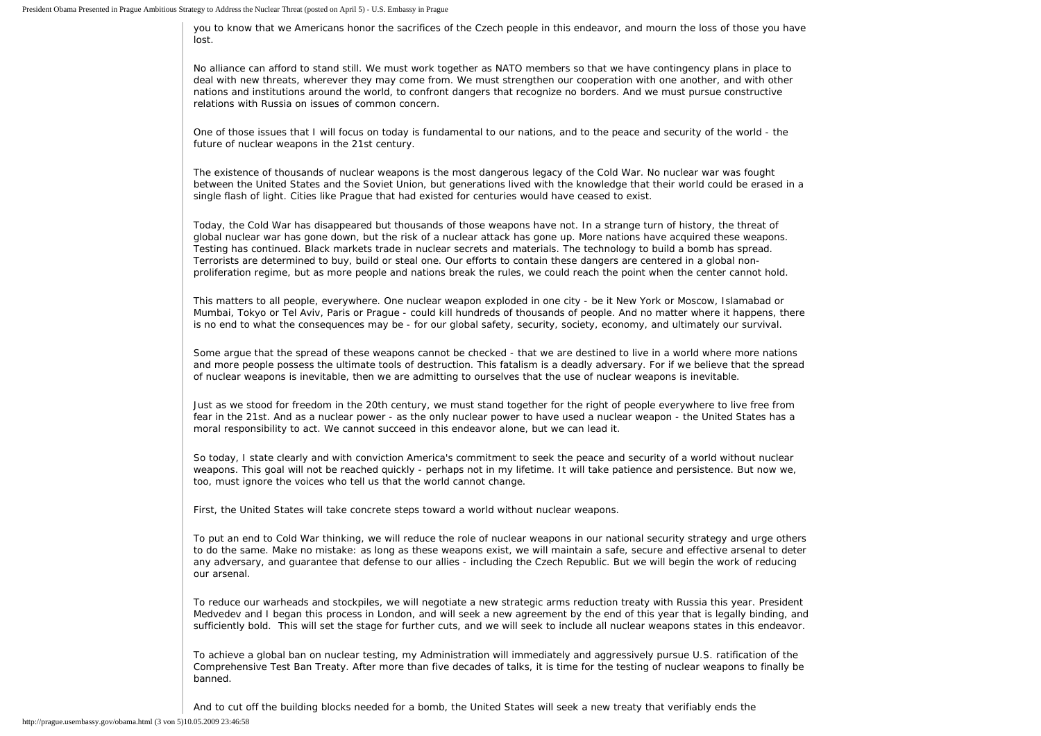you to know that we Americans honor the sacrifices of the Czech people in this endeavor, and mourn the loss of those you have lost.

No alliance can afford to stand still. We must work together as NATO members so that we have contingency plans in place to deal with new threats, wherever they may come from. We must strengthen our cooperation with one another, and with other nations and institutions around the world, to confront dangers that recognize no borders. And we must pursue constructive relations with Russia on issues of common concern.

One of those issues that I will focus on today is fundamental to our nations, and to the peace and security of the world - the future of nuclear weapons in the 21st century.

The existence of thousands of nuclear weapons is the most dangerous legacy of the Cold War. No nuclear war was fought between the United States and the Soviet Union, but generations lived with the knowledge that their world could be erased in a single flash of light. Cities like Prague that had existed for centuries would have ceased to exist.

Today, the Cold War has disappeared but thousands of those weapons have not. In a strange turn of history, the threat of global nuclear war has gone down, but the risk of a nuclear attack has gone up. More nations have acquired these weapons. Testing has continued. Black markets trade in nuclear secrets and materials. The technology to build a bomb has spread. Terrorists are determined to buy, build or steal one. Our efforts to contain these dangers are centered in a global non-proliferation regime, but as more people and nations break the rules, we could reach the point when the center cannot hold.

This matters to all people, everywhere. One nuclear weapon exploded in one city - be it New York or Moscow, Islamabad or Mumbai, Tokyo or Tel Aviv, Paris or Prague - could kill hundreds of thousands of people. And no matter where it happens, there is no end to what the consequences may be - for our global safety, security, society, economy, and ultimately our survival.

Some argue that the spread of these weapons cannot be checked - that we are destined to live in a world where more nations and more people possess the ultimate tools of destruction. This fatalism is a deadly adversary. For if we believe that the spread of nuclear weapons is inevitable, then we are admitting to ourselves that the use of nuclear weapons is inevitable.

Just as we stood for freedom in the 20th century, we must stand together for the right of people everywhere to live free from fear in the 21st. And as a nuclear power - as the only nuclear power to have used a nuclear weapon - the United States has a moral responsibility to act. We cannot succeed in this endeavor alone, but we can lead it.

So today, I state clearly and with conviction America's commitment to seek the peace and security of a world without nuclear weapons. This goal will not be reached quickly - perhaps not in my lifetime. It will take patience and persistence. But now we, too, must ignore the voices who tell us that the world cannot change.

First, the United States will take concrete steps toward a world without nuclear weapons.

To put an end to Cold War thinking, we will reduce the role of nuclear weapons in our national security strategy and urge others to do the same. Make no mistake: as long as these weapons exist, we will maintain a safe, secure and effective arsenal to deter any adversary, and guarantee that defense to our allies - including the Czech Republic. But we will begin the work of reducing our arsenal.

To reduce our warheads and stockpiles, we will negotiate a new strategic arms reduction treaty with Russia this year. President Medvedev and I began this process in London, and will seek a new agreement by the end of this year that is legally binding, and sufficiently bold. This will set the stage for further cuts, and we will seek to include all nuclear weapons states in this endeavor.

To achieve a global ban on nuclear testing, my Administration will immediately and aggressively pursue U.S. ratification of the Comprehensive Test Ban Treaty. After more than five decades of talks, it is time for the testing of nuclear weapons to finally be banned.

And to cut off the building blocks needed for a bomb, the United States will seek a new treaty that verifiably ends the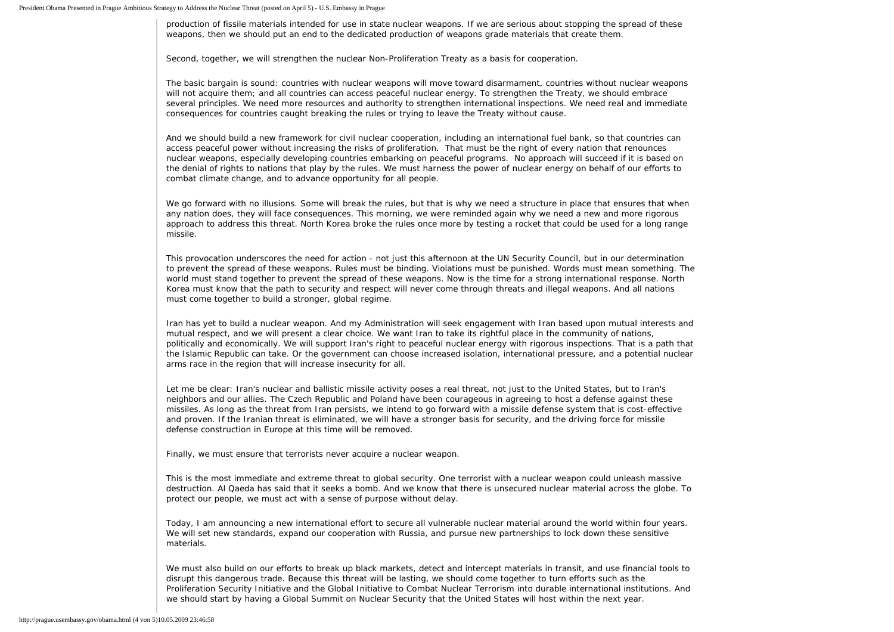production of fissile materials intended for use in state nuclear weapons. If we are serious about stopping the spread of these weapons, then we should put an end to the dedicated production of weapons grade materials that create them.

Second, together, we will strengthen the nuclear Non-Proliferation Treaty as a basis for cooperation.

The basic bargain is sound: countries with nuclear weapons will move toward disarmament, countries without nuclear weapons will not acquire them; and all countries can access peaceful nuclear energy. To strengthen the Treaty, we should embrace several principles. We need more resources and authority to strengthen international inspections. We need real and immediate consequences for countries caught breaking the rules or trying to leave the Treaty without cause.

And we should build a new framework for civil nuclear cooperation, including an international fuel bank, so that countries can access peaceful power without increasing the risks of proliferation. That must be the right of every nation that renounces nuclear weapons, especially developing countries embarking on peaceful programs. No approach will succeed if it is based on the denial of rights to nations that play by the rules. We must harness the power of nuclear energy on behalf of our efforts to combat climate change, and to advance opportunity for all people.

We go forward with no illusions. Some will break the rules, but that is why we need a structure in place that ensures that when any nation does, they will face consequences. This morning, we were reminded again why we need a new and more rigorous approach to address this threat. North Korea broke the rules once more by testing a rocket that could be used for a long range missile.

This provocation underscores the need for action - not just this afternoon at the UN Security Council, but in our determination to prevent the spread of these weapons. Rules must be binding. Violations must be punished. Words must mean something. The world must stand together to prevent the spread of these weapons. Now is the time for a strong international response. North Korea must know that the path to security and respect will never come through threats and illegal weapons. And all nations must come together to build a stronger, global regime.

Iran has yet to build a nuclear weapon. And my Administration will seek engagement with Iran based upon mutual interests and mutual respect, and we will present a clear choice. We want Iran to take its rightful place in the community of nations, politically and economically. We will support Iran's right to peaceful nuclear energy with rigorous inspections. That is a path that the Islamic Republic can take. Or the government can choose increased isolation, international pressure, and a potential nuclear arms race in the region that will increase insecurity for all.

Let me be clear: Iran's nuclear and ballistic missile activity poses a real threat, not just to the United States, but to Iran's neighbors and our allies. The Czech Republic and Poland have been courageous in agreeing to host a defense against these missiles. As long as the threat from Iran persists, we intend to go forward with a missile defense system that is cost-effective and proven. If the Iranian threat is eliminated, we will have a stronger basis for security, and the driving force for missile defense construction in Europe at this time will be removed.

Finally, we must ensure that terrorists never acquire a nuclear weapon.

This is the most immediate and extreme threat to global security. One terrorist with a nuclear weapon could unleash massive destruction. Al Qaeda has said that it seeks a bomb. And we know that there is unsecured nuclear material across the globe. To protect our people, we must act with a sense of purpose without delay.

Today, I am announcing a new international effort to secure all vulnerable nuclear material around the world within four years. We will set new standards, expand our cooperation with Russia, and pursue new partnerships to lock down these sensitive materials.

We must also build on our efforts to break up black markets, detect and intercept materials in transit, and use financial tools to disrupt this dangerous trade. Because this threat will be lasting, we should come together to turn efforts such as the Proliferation Security Initiative and the Global Initiative to Combat Nuclear Terrorism into durable international institutions. And we should start by having a Global Summit on Nuclear Security that the United States will host within the next year.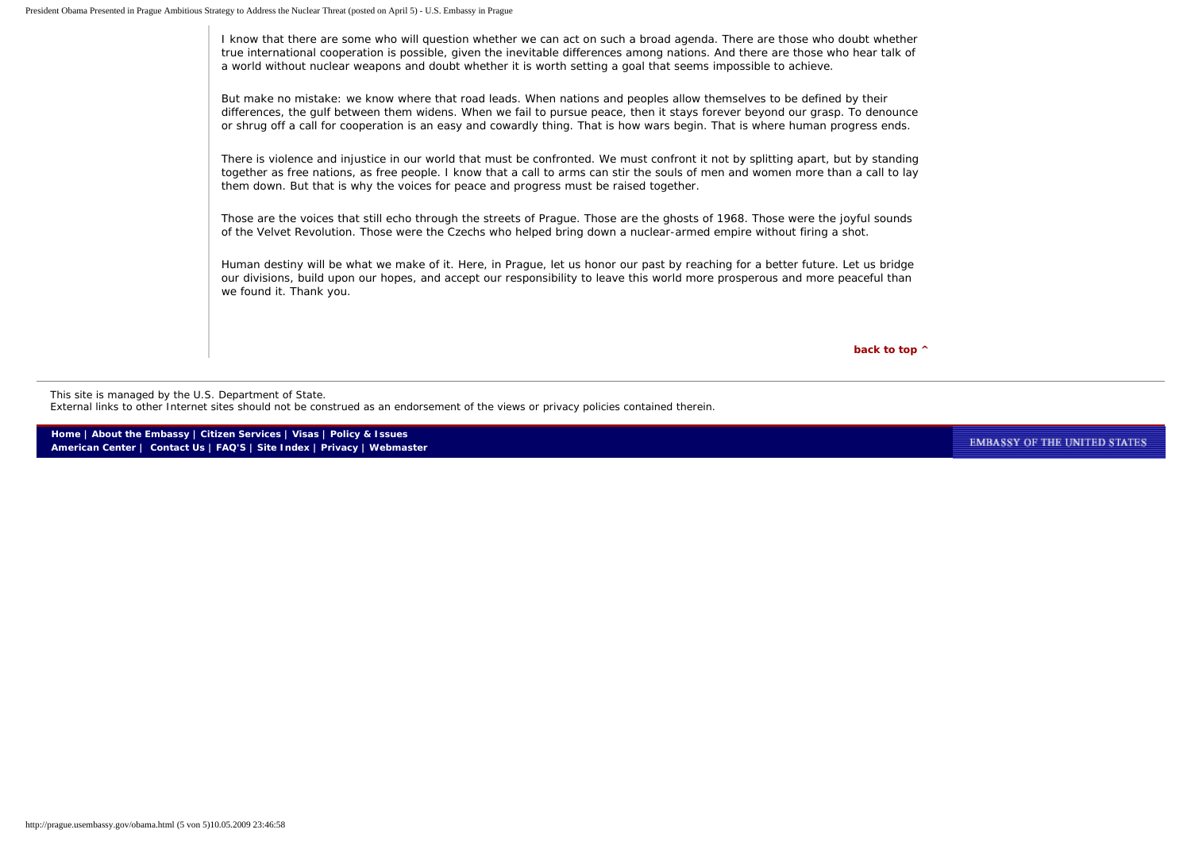I know that there are some who will question whether we can act on such a broad agenda. There are those who doubt whether true international cooperation is possible, given the inevitable differences among nations. And there are those who hear talk of a world without nuclear weapons and doubt whether it is worth setting a goal that seems impossible to achieve.

But make no mistake: we know where that road leads. When nations and peoples allow themselves to be defined by their differences, the gulf between them widens. When we fail to pursue peace, then it stays forever beyond our grasp. To denounce or shrug off a call for cooperation is an easy and cowardly thing. That is how wars begin. That is where human progress ends.

There is violence and injustice in our world that must be confronted. We must confront it not by splitting apart, but by standing together as free nations, as free people. I know that a call to arms can stir the souls of men and women more than a call to lay them down. But that is why the voices for peace and progress must be raised together.

Those are the voices that still echo through the streets of Prague. Those are the ghosts of 1968. Those were the joyful sounds of the Velvet Revolution. Those were the Czechs who helped bring down a nuclear-armed empire without firing a shot.

Human destiny will be what we make of it. Here, in Prague, let us honor our past by reaching for a better future. Let us bridge our divisions, build upon our hopes, and accept our responsibility to leave this world more prosperous and more peaceful than we found it. Thank you.

**back to top ^**

This site is managed by the U.S. Department of State.
External links to other Internet sites should not be construed as an endorsement of the views or privacy policies contained therein.

**Home | About the Embassy | Citizen Services | Visas | Policy & Issues**
**American Center | Contact Us | FAQ'S | Site Index | Privacy | Webmaster**

EMBASSY OF THE UNITED STATES